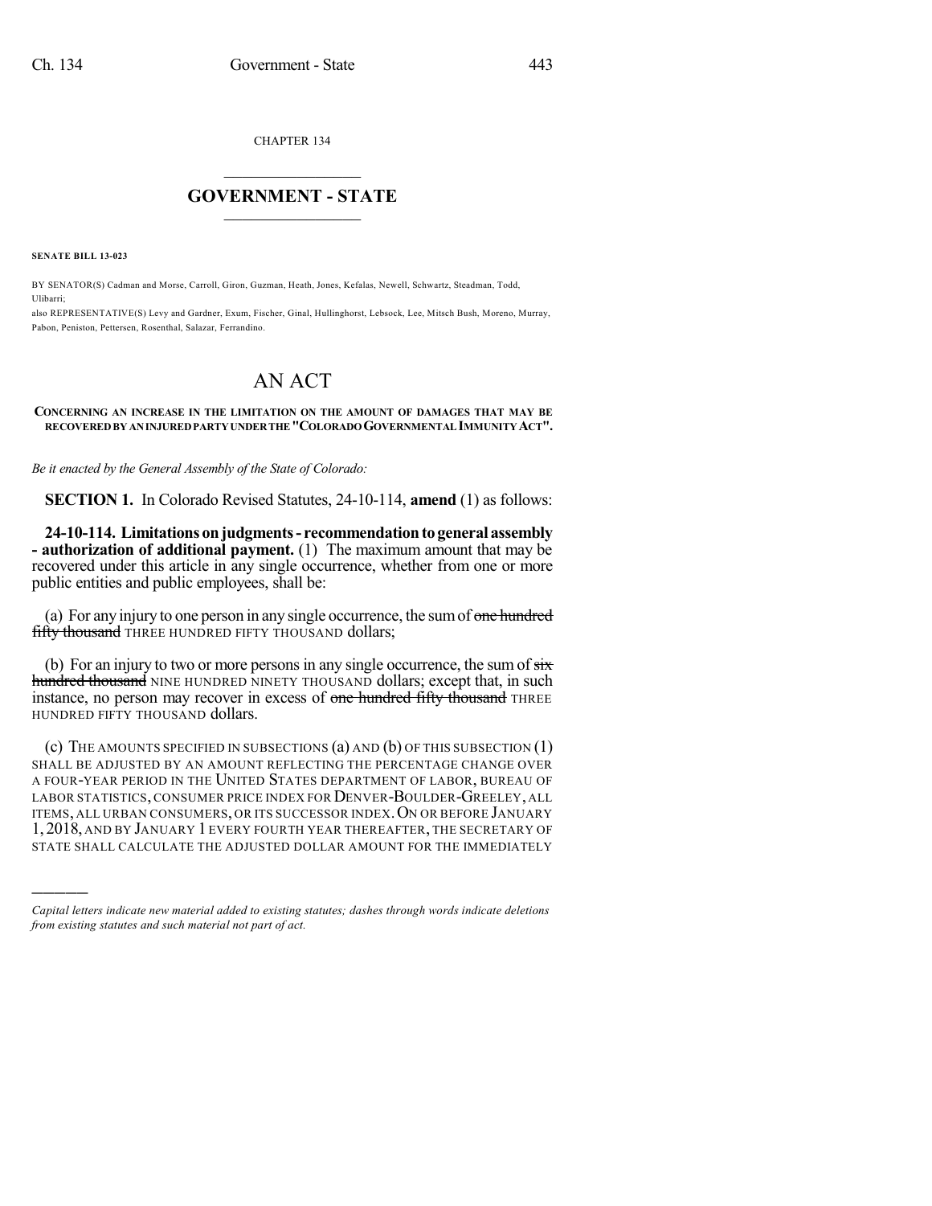CHAPTER 134

# GOVERNMENT - STATE

**SENATE BILL 13-023**

BY SENATOR(S) Cadman and Morse, Carroll, Giron, Guzman, Heath, Jones, Kefalas, Newell, Schwartz, Steadman, Todd, Ulibarri;

also REPRESENTATIVE(S) Levy and Gardner, Exum, Fischer, Ginal, Hullinghorst, Lebsock, Lee, Mitsch Bush, Moreno, Murray, Pabon, Peniston, Pettersen, Rosenthal, Salazar, Ferrandino.

# AN ACT

**CONCERNING AN INCREASE IN THE LIMITATION ON THE AMOUNT OF DAMAGES THAT MAY BE RECOVERED BY AN INJURED PARTY UNDER THE "COLORADO GOVERNMENTAL IMMUNITY ACT".**

*Be it enacted by the General Assembly of the State of Colorado:*

**SECTION 1.** In Colorado Revised Statutes, 24-10-114, **amend** (1) as follows:

**24-10-114. Limitations on judgments - recommendation to general assembly - authorization of additional payment.** (1) The maximum amount that may be recovered under this article in any single occurrence, whether from one or more public entities and public employees, shall be:

(a) For any injury to one person in any single occurrence, the sum of ~~one hundred fifty thousand~~ THREE HUNDRED FIFTY THOUSAND dollars;

(b) For an injury to two or more persons in any single occurrence, the sum of ~~six hundred thousand~~ NINE HUNDRED NINETY THOUSAND dollars; except that, in such instance, no person may recover in excess of ~~one hundred fifty thousand~~ THREE HUNDRED FIFTY THOUSAND dollars.

(c) THE AMOUNTS SPECIFIED IN SUBSECTIONS (a) AND (b) OF THIS SUBSECTION (1) SHALL BE ADJUSTED BY AN AMOUNT REFLECTING THE PERCENTAGE CHANGE OVER A FOUR-YEAR PERIOD IN THE UNITED STATES DEPARTMENT OF LABOR, BUREAU OF LABOR STATISTICS, CONSUMER PRICE INDEX FOR DENVER-BOULDER-GREELEY, ALL ITEMS, ALL URBAN CONSUMERS, OR ITS SUCCESSOR INDEX. ON OR BEFORE JANUARY 1, 2018, AND BY JANUARY 1 EVERY FOURTH YEAR THEREAFTER, THE SECRETARY OF STATE SHALL CALCULATE THE ADJUSTED DOLLAR AMOUNT FOR THE IMMEDIATELY

---

*Capital letters indicate new material added to existing statutes; dashes through words indicate deletions from existing statutes and such material not part of act.*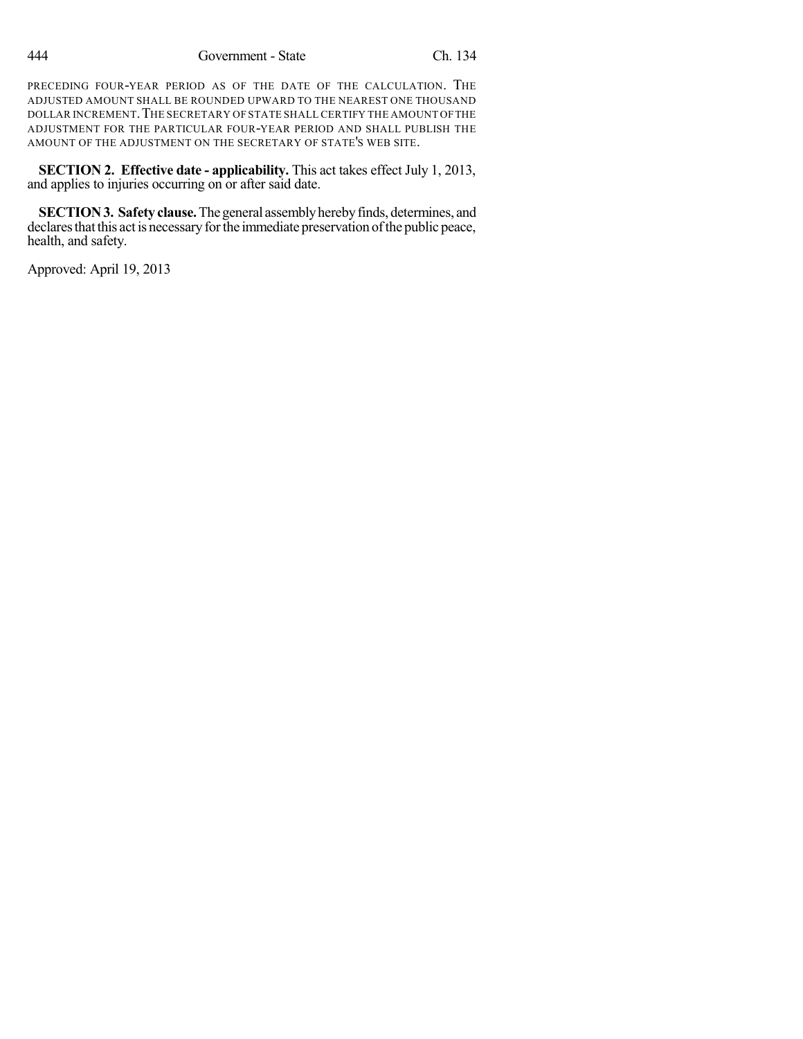PRECEDING FOUR-YEAR PERIOD AS OF THE DATE OF THE CALCULATION. THE ADJUSTED AMOUNT SHALL BE ROUNDED UPWARD TO THE NEAREST ONE THOUSAND DOLLAR INCREMENT. THE SECRETARY OF STATE SHALL CERTIFY THE AMOUNT OF THE ADJUSTMENT FOR THE PARTICULAR FOUR-YEAR PERIOD AND SHALL PUBLISH THE AMOUNT OF THE ADJUSTMENT ON THE SECRETARY OF STATE'S WEB SITE.

**SECTION 2. Effective date - applicability.** This act takes effect July 1, 2013, and applies to injuries occurring on or after said date.

**SECTION 3. Safety clause.** The general assembly hereby finds, determines, and declares that this act is necessary for the immediate preservation of the public peace, health, and safety.

Approved: April 19, 2013